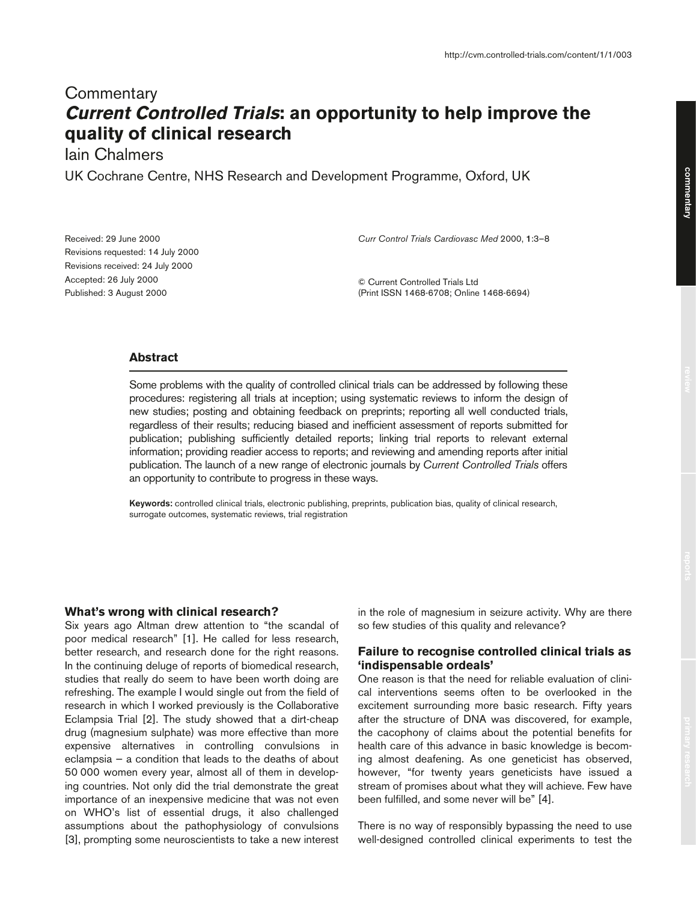Commentary

# *Current Controlled Trials*: an opportunity to help improve the quality of clinical research

Iain Chalmers

UK Cochrane Centre, NHS Research and Development Programme, Oxford, UK

Received: 29 June 2000
Revisions requested: 14 July 2000
Revisions received: 24 July 2000
Accepted: 26 July 2000
Published: 3 August 2000

*Curr Control Trials Cardiovasc Med* 2000, **1**:3–8

© Current Controlled Trials Ltd
(Print ISSN 1468-6708; Online 1468-6694)

## Abstract

Some problems with the quality of controlled clinical trials can be addressed by following these procedures: registering all trials at inception; using systematic reviews to inform the design of new studies; posting and obtaining feedback on preprints; reporting all well conducted trials, regardless of their results; reducing biased and inefficient assessment of reports submitted for publication; publishing sufficiently detailed reports; linking trial reports to relevant external information; providing readier access to reports; and reviewing and amending reports after initial publication. The launch of a new range of electronic journals by *Current Controlled Trials* offers an opportunity to contribute to progress in these ways.

**Keywords:** controlled clinical trials, electronic publishing, preprints, publication bias, quality of clinical research, surrogate outcomes, systematic reviews, trial registration

## What's wrong with clinical research?

Six years ago Altman drew attention to "the scandal of poor medical research" [1]. He called for less research, better research, and research done for the right reasons. In the continuing deluge of reports of biomedical research, studies that really do seem to have been worth doing are refreshing. The example I would single out from the field of research in which I worked previously is the Collaborative Eclampsia Trial [2]. The study showed that a dirt-cheap drug (magnesium sulphate) was more effective than more expensive alternatives in controlling convulsions in eclampsia – a condition that leads to the deaths of about 50 000 women every year, almost all of them in developing countries. Not only did the trial demonstrate the great importance of an inexpensive medicine that was not even on WHO's list of essential drugs, it also challenged assumptions about the pathophysiology of convulsions [3], prompting some neuroscientists to take a new interest in the role of magnesium in seizure activity. Why are there so few studies of this quality and relevance?

## Failure to recognise controlled clinical trials as 'indispensable ordeals'

One reason is that the need for reliable evaluation of clinical interventions seems often to be overlooked in the excitement surrounding more basic research. Fifty years after the structure of DNA was discovered, for example, the cacophony of claims about the potential benefits for health care of this advance in basic knowledge is becoming almost deafening. As one geneticist has observed, however, "for twenty years geneticists have issued a stream of promises about what they will achieve. Few have been fulfilled, and some never will be" [4].

There is no way of responsibly bypassing the need to use well-designed controlled clinical experiments to test the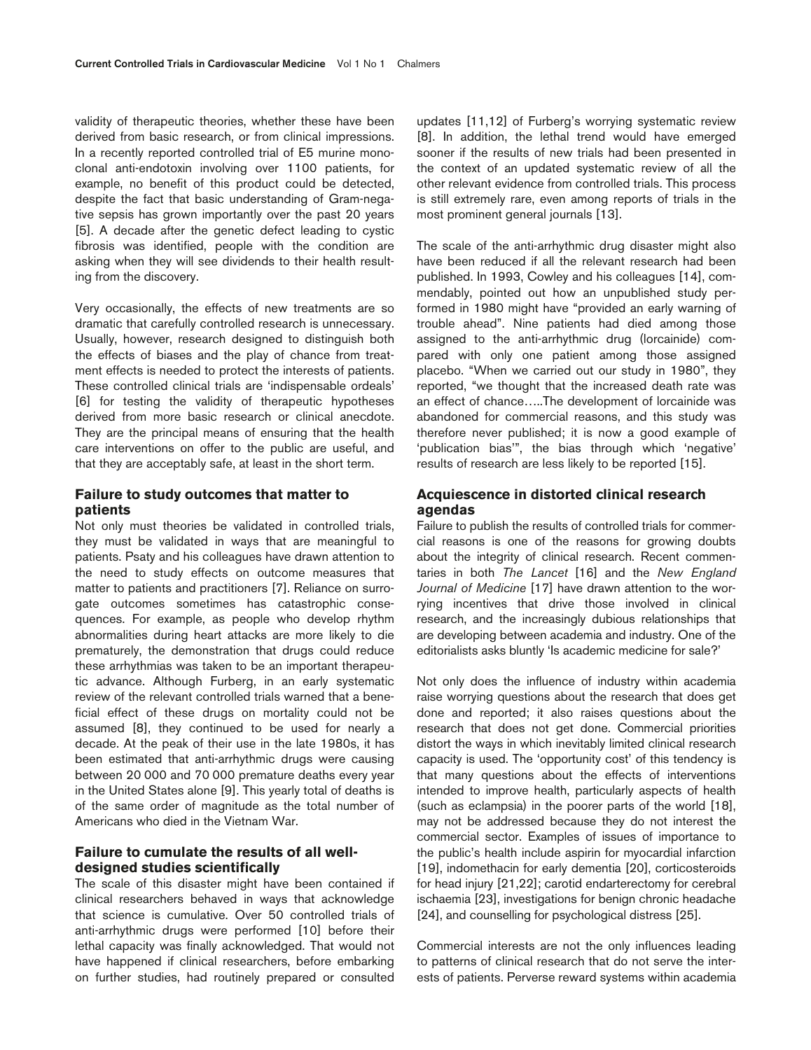validity of therapeutic theories, whether these have been derived from basic research, or from clinical impressions. In a recently reported controlled trial of E5 murine monoclonal anti-endotoxin involving over 1100 patients, for example, no benefit of this product could be detected, despite the fact that basic understanding of Gram-negative sepsis has grown importantly over the past 20 years [5]. A decade after the genetic defect leading to cystic fibrosis was identified, people with the condition are asking when they will see dividends to their health resulting from the discovery.

Very occasionally, the effects of new treatments are so dramatic that carefully controlled research is unnecessary. Usually, however, research designed to distinguish both the effects of biases and the play of chance from treatment effects is needed to protect the interests of patients. These controlled clinical trials are 'indispensable ordeals' [6] for testing the validity of therapeutic hypotheses derived from more basic research or clinical anecdote. They are the principal means of ensuring that the health care interventions on offer to the public are useful, and that they are acceptably safe, at least in the short term.

## Failure to study outcomes that matter to patients

Not only must theories be validated in controlled trials, they must be validated in ways that are meaningful to patients. Psaty and his colleagues have drawn attention to the need to study effects on outcome measures that matter to patients and practitioners [7]. Reliance on surrogate outcomes sometimes has catastrophic consequences. For example, as people who develop rhythm abnormalities during heart attacks are more likely to die prematurely, the demonstration that drugs could reduce these arrhythmias was taken to be an important therapeutic advance. Although Furberg, in an early systematic review of the relevant controlled trials warned that a beneficial effect of these drugs on mortality could not be assumed [8], they continued to be used for nearly a decade. At the peak of their use in the late 1980s, it has been estimated that anti-arrhythmic drugs were causing between 20 000 and 70 000 premature deaths every year in the United States alone [9]. This yearly total of deaths is of the same order of magnitude as the total number of Americans who died in the Vietnam War.

## Failure to cumulate the results of all well-designed studies scientifically

The scale of this disaster might have been contained if clinical researchers behaved in ways that acknowledge that science is cumulative. Over 50 controlled trials of anti-arrhythmic drugs were performed [10] before their lethal capacity was finally acknowledged. That would not have happened if clinical researchers, before embarking on further studies, had routinely prepared or consulted updates [11,12] of Furberg's worrying systematic review [8]. In addition, the lethal trend would have emerged sooner if the results of new trials had been presented in the context of an updated systematic review of all the other relevant evidence from controlled trials. This process is still extremely rare, even among reports of trials in the most prominent general journals [13].

The scale of the anti-arrhythmic drug disaster might also have been reduced if all the relevant research had been published. In 1993, Cowley and his colleagues [14], commendably, pointed out how an unpublished study performed in 1980 might have "provided an early warning of trouble ahead". Nine patients had died among those assigned to the anti-arrhythmic drug (lorcainide) compared with only one patient among those assigned placebo. "When we carried out our study in 1980", they reported, "we thought that the increased death rate was an effect of chance…..The development of lorcainide was abandoned for commercial reasons, and this study was therefore never published; it is now a good example of 'publication bias'", the bias through which 'negative' results of research are less likely to be reported [15].

## Acquiescence in distorted clinical research agendas

Failure to publish the results of controlled trials for commercial reasons is one of the reasons for growing doubts about the integrity of clinical research. Recent commentaries in both *The Lancet* [16] and the *New England Journal of Medicine* [17] have drawn attention to the worrying incentives that drive those involved in clinical research, and the increasingly dubious relationships that are developing between academia and industry. One of the editorialists asks bluntly 'Is academic medicine for sale?'

Not only does the influence of industry within academia raise worrying questions about the research that does get done and reported; it also raises questions about the research that does not get done. Commercial priorities distort the ways in which inevitably limited clinical research capacity is used. The 'opportunity cost' of this tendency is that many questions about the effects of interventions intended to improve health, particularly aspects of health (such as eclampsia) in the poorer parts of the world [18], may not be addressed because they do not interest the commercial sector. Examples of issues of importance to the public's health include aspirin for myocardial infarction [19], indomethacin for early dementia [20], corticosteroids for head injury [21,22]; carotid endarterectomy for cerebral ischaemia [23], investigations for benign chronic headache [24], and counselling for psychological distress [25].

Commercial interests are not the only influences leading to patterns of clinical research that do not serve the interests of patients. Perverse reward systems within academia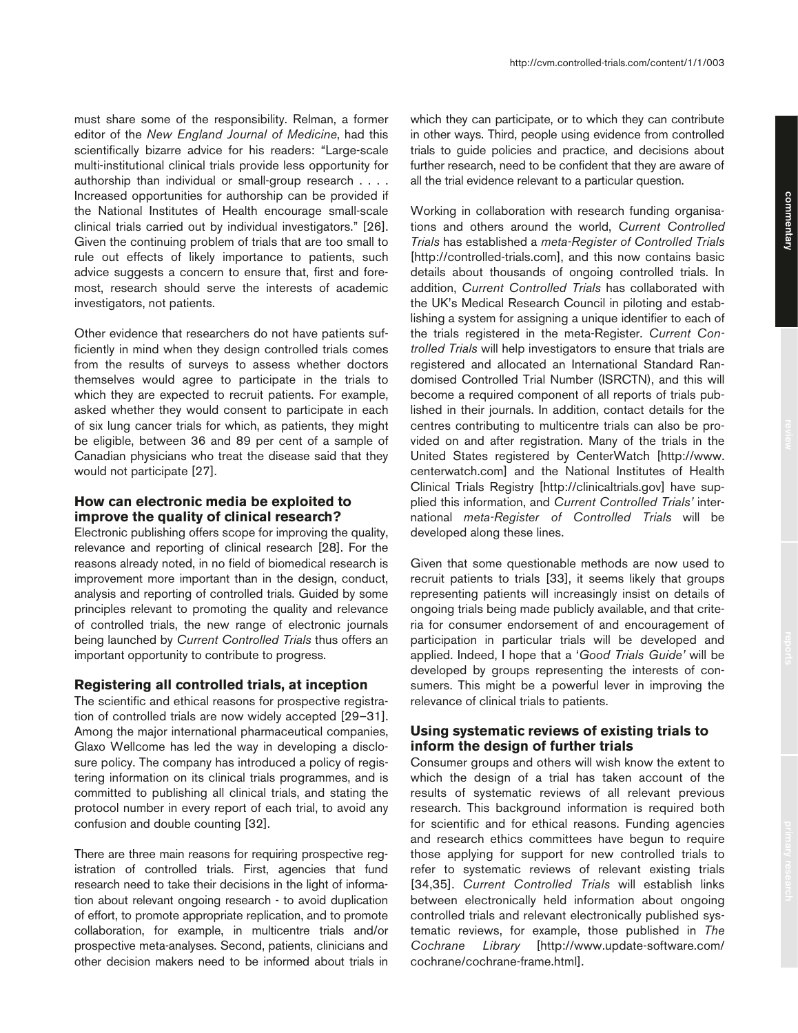must share some of the responsibility. Relman, a former editor of the *New England Journal of Medicine*, had this scientifically bizarre advice for his readers: "Large-scale multi-institutional clinical trials provide less opportunity for authorship than individual or small-group research . . . . Increased opportunities for authorship can be provided if the National Institutes of Health encourage small-scale clinical trials carried out by individual investigators." [26]. Given the continuing problem of trials that are too small to rule out effects of likely importance to patients, such advice suggests a concern to ensure that, first and foremost, research should serve the interests of academic investigators, not patients.

Other evidence that researchers do not have patients sufficiently in mind when they design controlled trials comes from the results of surveys to assess whether doctors themselves would agree to participate in the trials to which they are expected to recruit patients. For example, asked whether they would consent to participate in each of six lung cancer trials for which, as patients, they might be eligible, between 36 and 89 per cent of a sample of Canadian physicians who treat the disease said that they would not participate [27].

## How can electronic media be exploited to improve the quality of clinical research?

Electronic publishing offers scope for improving the quality, relevance and reporting of clinical research [28]. For the reasons already noted, in no field of biomedical research is improvement more important than in the design, conduct, analysis and reporting of controlled trials. Guided by some principles relevant to promoting the quality and relevance of controlled trials, the new range of electronic journals being launched by *Current Controlled Trials* thus offers an important opportunity to contribute to progress.

## Registering all controlled trials, at inception

The scientific and ethical reasons for prospective registration of controlled trials are now widely accepted [29–31]. Among the major international pharmaceutical companies, Glaxo Wellcome has led the way in developing a disclosure policy. The company has introduced a policy of registering information on its clinical trials programmes, and is committed to publishing all clinical trials, and stating the protocol number in every report of each trial, to avoid any confusion and double counting [32].

There are three main reasons for requiring prospective registration of controlled trials. First, agencies that fund research need to take their decisions in the light of information about relevant ongoing research - to avoid duplication of effort, to promote appropriate replication, and to promote collaboration, for example, in multicentre trials and/or prospective meta-analyses. Second, patients, clinicians and other decision makers need to be informed about trials in which they can participate, or to which they can contribute in other ways. Third, people using evidence from controlled trials to guide policies and practice, and decisions about further research, need to be confident that they are aware of all the trial evidence relevant to a particular question.

Working in collaboration with research funding organisations and others around the world, *Current Controlled Trials* has established a *meta-Register of Controlled Trials* [http://controlled-trials.com], and this now contains basic details about thousands of ongoing controlled trials. In addition, *Current Controlled Trials* has collaborated with the UK's Medical Research Council in piloting and establishing a system for assigning a unique identifier to each of the trials registered in the meta-Register. *Current Controlled Trials* will help investigators to ensure that trials are registered and allocated an International Standard Randomised Controlled Trial Number (ISRCTN), and this will become a required component of all reports of trials published in their journals. In addition, contact details for the centres contributing to multicentre trials can also be provided on and after registration. Many of the trials in the United States registered by CenterWatch [http://www.centerwatch.com] and the National Institutes of Health Clinical Trials Registry [http://clinicaltrials.gov] have supplied this information, and *Current Controlled Trials'* international *meta-Register of Controlled Trials* will be developed along these lines.

Given that some questionable methods are now used to recruit patients to trials [33], it seems likely that groups representing patients will increasingly insist on details of ongoing trials being made publicly available, and that criteria for consumer endorsement of and encouragement of participation in particular trials will be developed and applied. Indeed, I hope that a '*Good Trials Guide'* will be developed by groups representing the interests of consumers. This might be a powerful lever in improving the relevance of clinical trials to patients.

## Using systematic reviews of existing trials to inform the design of further trials

Consumer groups and others will wish know the extent to which the design of a trial has taken account of the results of systematic reviews of all relevant previous research. This background information is required both for scientific and for ethical reasons. Funding agencies and research ethics committees have begun to require those applying for support for new controlled trials to refer to systematic reviews of relevant existing trials [34,35]. *Current Controlled Trials* will establish links between electronically held information about ongoing controlled trials and relevant electronically published systematic reviews, for example, those published in *The Cochrane Library* [http://www.update-software.com/cochrane/cochrane-frame.html].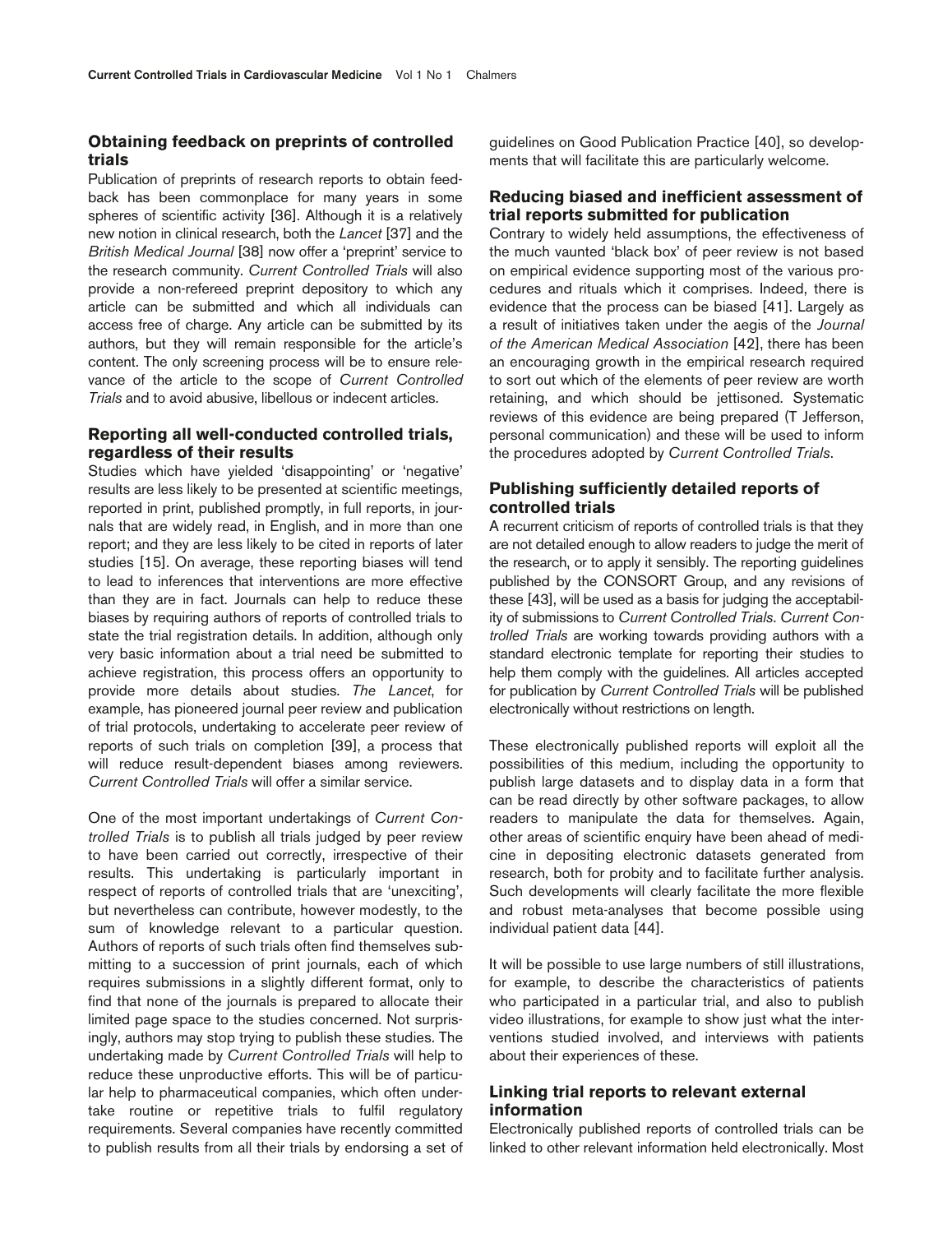## Obtaining feedback on preprints of controlled trials

Publication of preprints of research reports to obtain feedback has been commonplace for many years in some spheres of scientific activity [36]. Although it is a relatively new notion in clinical research, both the *Lancet* [37] and the *British Medical Journal* [38] now offer a 'preprint' service to the research community. *Current Controlled Trials* will also provide a non-refereed preprint depository to which any article can be submitted and which all individuals can access free of charge. Any article can be submitted by its authors, but they will remain responsible for the article's content. The only screening process will be to ensure relevance of the article to the scope of *Current Controlled Trials* and to avoid abusive, libellous or indecent articles.

## Reporting all well-conducted controlled trials, regardless of their results

Studies which have yielded 'disappointing' or 'negative' results are less likely to be presented at scientific meetings, reported in print, published promptly, in full reports, in journals that are widely read, in English, and in more than one report; and they are less likely to be cited in reports of later studies [15]. On average, these reporting biases will tend to lead to inferences that interventions are more effective than they are in fact. Journals can help to reduce these biases by requiring authors of reports of controlled trials to state the trial registration details. In addition, although only very basic information about a trial need be submitted to achieve registration, this process offers an opportunity to provide more details about studies. *The Lancet*, for example, has pioneered journal peer review and publication of trial protocols, undertaking to accelerate peer review of reports of such trials on completion [39], a process that will reduce result-dependent biases among reviewers. *Current Controlled Trials* will offer a similar service.

One of the most important undertakings of *Current Controlled Trials* is to publish all trials judged by peer review to have been carried out correctly, irrespective of their results. This undertaking is particularly important in respect of reports of controlled trials that are 'unexciting', but nevertheless can contribute, however modestly, to the sum of knowledge relevant to a particular question. Authors of reports of such trials often find themselves submitting to a succession of print journals, each of which requires submissions in a slightly different format, only to find that none of the journals is prepared to allocate their limited page space to the studies concerned. Not surprisingly, authors may stop trying to publish these studies. The undertaking made by *Current Controlled Trials* will help to reduce these unproductive efforts. This will be of particular help to pharmaceutical companies, which often undertake routine or repetitive trials to fulfil regulatory requirements. Several companies have recently committed to publish results from all their trials by endorsing a set of guidelines on Good Publication Practice [40], so developments that will facilitate this are particularly welcome.

## Reducing biased and inefficient assessment of trial reports submitted for publication

Contrary to widely held assumptions, the effectiveness of the much vaunted 'black box' of peer review is not based on empirical evidence supporting most of the various procedures and rituals which it comprises. Indeed, there is evidence that the process can be biased [41]. Largely as a result of initiatives taken under the aegis of the *Journal of the American Medical Association* [42], there has been an encouraging growth in the empirical research required to sort out which of the elements of peer review are worth retaining, and which should be jettisoned. Systematic reviews of this evidence are being prepared (T Jefferson, personal communication) and these will be used to inform the procedures adopted by *Current Controlled Trials*.

## Publishing sufficiently detailed reports of controlled trials

A recurrent criticism of reports of controlled trials is that they are not detailed enough to allow readers to judge the merit of the research, or to apply it sensibly. The reporting guidelines published by the CONSORT Group, and any revisions of these [43], will be used as a basis for judging the acceptability of submissions to *Current Controlled Trials*. *Current Controlled Trials* are working towards providing authors with a standard electronic template for reporting their studies to help them comply with the guidelines. All articles accepted for publication by *Current Controlled Trials* will be published electronically without restrictions on length.

These electronically published reports will exploit all the possibilities of this medium, including the opportunity to publish large datasets and to display data in a form that can be read directly by other software packages, to allow readers to manipulate the data for themselves. Again, other areas of scientific enquiry have been ahead of medicine in depositing electronic datasets generated from research, both for probity and to facilitate further analysis. Such developments will clearly facilitate the more flexible and robust meta-analyses that become possible using individual patient data [44].

It will be possible to use large numbers of still illustrations, for example, to describe the characteristics of patients who participated in a particular trial, and also to publish video illustrations, for example to show just what the interventions studied involved, and interviews with patients about their experiences of these.

## Linking trial reports to relevant external information

Electronically published reports of controlled trials can be linked to other relevant information held electronically. Most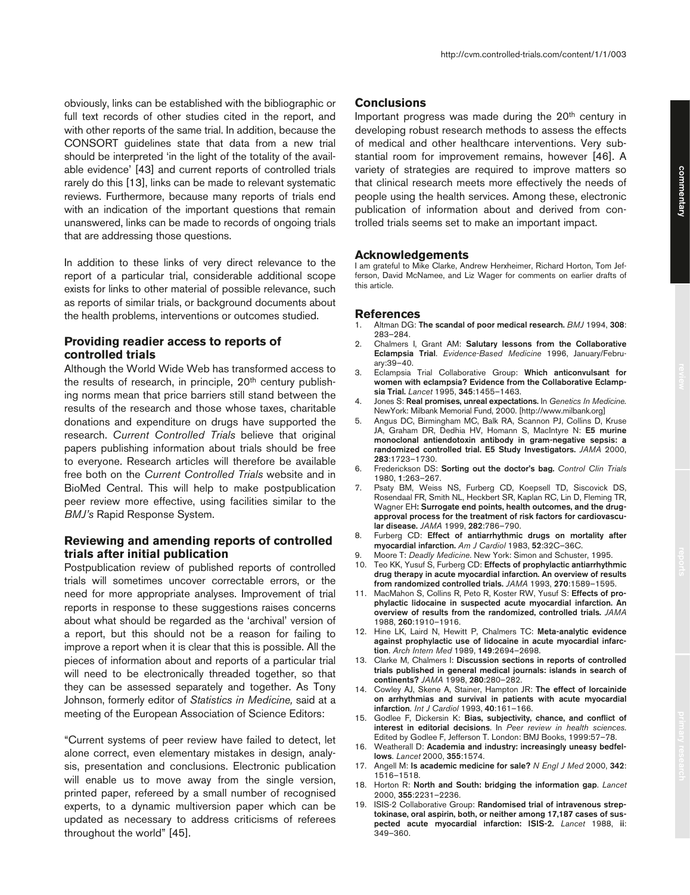obviously, links can be established with the bibliographic or full text records of other studies cited in the report, and with other reports of the same trial. In addition, because the CONSORT guidelines state that data from a new trial should be interpreted 'in the light of the totality of the available evidence' [43] and current reports of controlled trials rarely do this [13], links can be made to relevant systematic reviews. Furthermore, because many reports of trials end with an indication of the important questions that remain unanswered, links can be made to records of ongoing trials that are addressing those questions.

In addition to these links of very direct relevance to the report of a particular trial, considerable additional scope exists for links to other material of possible relevance, such as reports of similar trials, or background documents about the health problems, interventions or outcomes studied.

### Providing readier access to reports of controlled trials

Although the World Wide Web has transformed access to the results of research, in principle, 20th century publishing norms mean that price barriers still stand between the results of the research and those whose taxes, charitable donations and expenditure on drugs have supported the research. *Current Controlled Trials* believe that original papers publishing information about trials should be free to everyone. Research articles will therefore be available free both on the *Current Controlled Trials* website and in BioMed Central. This will help to make postpublication peer review more effective, using facilities similar to the *BMJ's* Rapid Response System.

### Reviewing and amending reports of controlled trials after initial publication

Postpublication review of published reports of controlled trials will sometimes uncover correctable errors, or the need for more appropriate analyses. Improvement of trial reports in response to these suggestions raises concerns about what should be regarded as the 'archival' version of a report, but this should not be a reason for failing to improve a report when it is clear that this is possible. All the pieces of information about and reports of a particular trial will need to be electronically threaded together, so that they can be assessed separately and together. As Tony Johnson, formerly editor of *Statistics in Medicine,* said at a meeting of the European Association of Science Editors:

"Current systems of peer review have failed to detect, let alone correct, even elementary mistakes in design, analysis, presentation and conclusions. Electronic publication will enable us to move away from the single version, printed paper, refereed by a small number of recognised experts, to a dynamic multiversion paper which can be updated as necessary to address criticisms of referees throughout the world" [45].

## Conclusions

Important progress was made during the 20th century in developing robust research methods to assess the effects of medical and other healthcare interventions. Very substantial room for improvement remains, however [46]. A variety of strategies are required to improve matters so that clinical research meets more effectively the needs of people using the health services. Among these, electronic publication of information about and derived from controlled trials seems set to make an important impact.

## Acknowledgements

I am grateful to Mike Clarke, Andrew Herxheimer, Richard Horton, Tom Jefferson, David McNamee, and Liz Wager for comments on earlier drafts of this article.

## References

1. Altman DG: **The scandal of poor medical research.** *BMJ* 1994, **308**: 283–284.
2. Chalmers I, Grant AM: **Salutary lessons from the Collaborative Eclampsia Trial**. *Evidence-Based Medicine* 1996, January/February:39–40.
3. Eclampsia Trial Collaborative Group: **Which anticonvulsant for women with eclampsia? Evidence from the Collaborative Eclampsia Trial.** *Lancet* 1995, **345**:1455–1463.
4. Jones S: **Real promises, unreal expectations.** In *Genetics In Medicine.* NewYork: Milbank Memorial Fund, 2000. [http://www.milbank.org]
5. Angus DC, Birmingham MC, Balk RA, Scannon PJ, Collins D, Kruse JA, Graham DR, Dedhia HV, Homann S, MacIntyre N: **E5 murine monoclonal antiendotoxin antibody in gram-negative sepsis: a randomized controlled trial. E5 Study Investigators.** *JAMA* 2000, **283**:1723–1730.
6. Frederickson DS: **Sorting out the doctor's bag.** *Control Clin Trials* 1980, **1**:263–267.
7. Psaty BM, Weiss NS, Furberg CD, Koepsell TD, Siscovick DS, Rosendaal FR, Smith NL, Heckbert SR, Kaplan RC, Lin D, Fleming TR, Wagner EH: **Surrogate end points, health outcomes, and the drug-approval process for the treatment of risk factors for cardiovascular disease.** *JAMA* 1999, **282**:786–790.
8. Furberg CD: **Effect of antiarrhythmic drugs on mortality after myocardial infarction.** *Am J Cardiol* 1983, **52**:32C–36C.
9. Moore T: *Deadly Medicine*. New York: Simon and Schuster, 1995.
10. Teo KK, Yusuf S, Furberg CD: **Effects of prophylactic antiarrhythmic drug therapy in acute myocardial infarction. An overview of results from randomized controlled trials.** *JAMA* 1993, **270**:1589–1595.
11. MacMahon S, Collins R, Peto R, Koster RW, Yusuf S: **Effects of prophylactic lidocaine in suspected acute myocardial infarction. An overview of results from the randomized, controlled trials.** *JAMA* 1988, **260**:1910–1916.
12. Hine LK, Laird N, Hewitt P, Chalmers TC: **Meta-analytic evidence against prophylactic use of lidocaine in acute myocardial infarction**. *Arch Intern Med* 1989, **149**:2694–2698.
13. Clarke M, Chalmers I: **Discussion sections in reports of controlled trials published in general medical journals: islands in search of continents?** *JAMA* 1998, **280**:280–282.
14. Cowley AJ, Skene A, Stainer, Hampton JR: **The effect of lorcainide on arrhythmias and survival in patients with acute myocardial infarction**. *Int J Cardiol* 1993, **40**:161–166.
15. Godlee F, Dickersin K: **Bias, subjectivity, chance, and conflict of interest in editorial decisions**. In *Peer review in health sciences.* Edited by Godlee F, Jefferson T. London: BMJ Books, 1999:57–78.
16. Weatherall D: **Academia and industry: increasingly uneasy bedfellows**. *Lancet* 2000, **355**:1574.
17. Angell M: **Is academic medicine for sale?** *N Engl J Med* 2000, **342**: 1516–1518.
18. Horton R: **North and South: bridging the information gap**. *Lancet* 2000, **355**:2231–2236.
19. ISIS-2 Collaborative Group: **Randomised trial of intravenous streptokinase, oral aspirin, both, or neither among 17,187 cases of suspected acute myocardial infarction: ISIS-2.** *Lancet* 1988, **ii**: 349–360.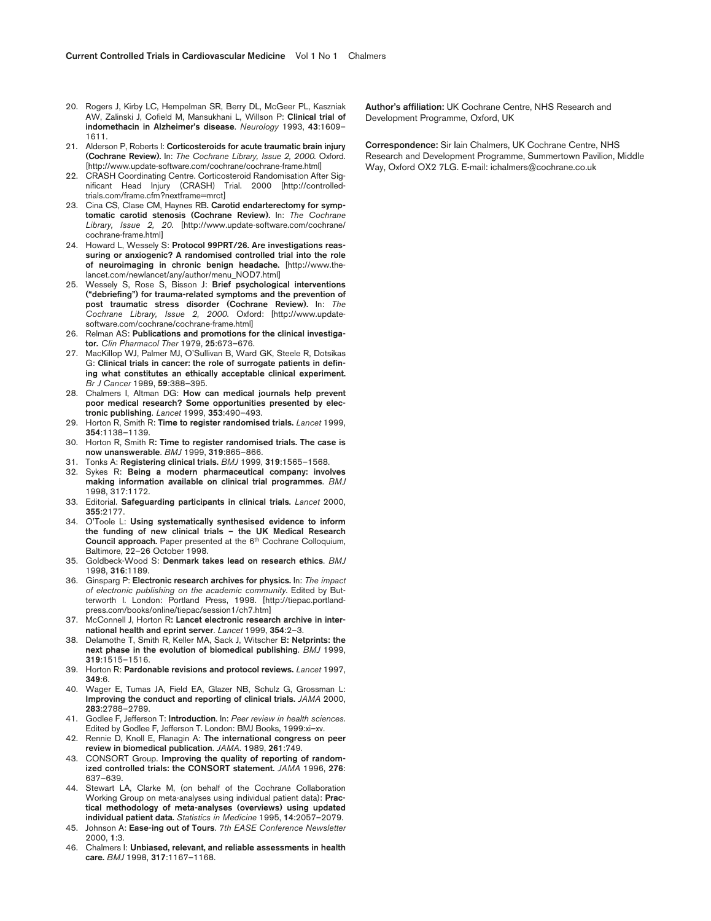20. Rogers J, Kirby LC, Hempelman SR, Berry DL, McGeer PL, Kaszniak AW, Zalinski J, Cofield M, Mansukhani L, Willson P: **Clinical trial of indomethacin in Alzheimer's disease**. *Neurology* 1993, **43**:1609–1611.
21. Alderson P, Roberts I: **Corticosteroids for acute traumatic brain injury (Cochrane Review).** In: *The Cochrane Library, Issue 2, 2000.* Oxford. [http://www.update-software.com/cochrane/cochrane-frame.html]
22. CRASH Coordinating Centre. Corticosteroid Randomisation After Significant Head Injury (CRASH) Trial. 2000 [http://controlled-trials.com/frame.cfm?nextframe=mrct]
23. Cina CS, Clase CM, Haynes RB. **Carotid endarterectomy for symptomatic carotid stenosis (Cochrane Review).** In: *The Cochrane Library, Issue 2, 20.* [http://www.update-software.com/cochrane/cochrane-frame.html]
24. Howard L, Wessely S: **Protocol 99PRT/26. Are investigations reassuring or anxiogenic? A randomised controlled trial into the role of neuroimaging in chronic benign headache.** [http://www.thelancet.com/newlancet/any/author/menu_NOD7.html]
25. Wessely S, Rose S, Bisson J: **Brief psychological interventions ("debriefing") for trauma-related symptoms and the prevention of post traumatic stress disorder (Cochrane Review).** In: *The Cochrane Library, Issue 2, 2000.* Oxford: [http://www.update-software.com/cochrane/cochrane-frame.html]
26. Relman AS: **Publications and promotions for the clinical investigator.** *Clin Pharmacol Ther* 1979, **25**:673–676.
27. MacKillop WJ, Palmer MJ, O'Sullivan B, Ward GK, Steele R, Dotsikas G: **Clinical trials in cancer: the role of surrogate patients in defining what constitutes an ethically acceptable clinical experiment.** *Br J Cancer* 1989, **59**:388–395.
28. Chalmers I, Altman DG: **How can medical journals help prevent poor medical research? Some opportunities presented by electronic publishing**. *Lancet* 1999, **353**:490–493.
29. Horton R, Smith R: **Time to register randomised trials.** *Lancet* 1999, **354**:1138–1139.
30. Horton R, Smith R: **Time to register randomised trials. The case is now unanswerable**. *BMJ* 1999, **319**:865–866.
31. Tonks A: **Registering clinical trials.** *BMJ* 1999, **319**:1565–1568.
32. Sykes R: **Being a modern pharmaceutical company: involves making information available on clinical trial programmes**. *BMJ* 1998, 317:1172.
33. Editorial. **Safeguarding participants in clinical trials.** *Lancet* 2000, **355**:2177.
34. O'Toole L: **Using systematically synthesised evidence to inform the funding of new clinical trials – the UK Medical Research Council approach.** Paper presented at the 6th Cochrane Colloquium, Baltimore, 22–26 October 1998.
35. Goldbeck-Wood S: **Denmark takes lead on research ethics**. *BMJ* 1998, **316**:1189.
36. Ginsparg P: **Electronic research archives for physics.** In: *The impact of electronic publishing on the academic community.* Edited by Butterworth I. London: Portland Press, 1998. [http://tiepac.portlandpress.com/books/online/tiepac/session1/ch7.htm]
37. McConnell J, Horton R: **Lancet electronic research archive in international health and eprint server**. *Lancet* 1999, **354**:2–3.
38. Delamothe T, Smith R, Keller MA, Sack J, Witscher B: **Netprints: the next phase in the evolution of biomedical publishing**. *BMJ* 1999, **319**:1515–1516.
39. Horton R: **Pardonable revisions and protocol reviews.** *Lancet* 1997, **349**:6.
40. Wager E, Tumas JA, Field EA, Glazer NB, Schulz G, Grossman L: **Improving the conduct and reporting of clinical trials.** *JAMA* 2000, **283**:2788–2789.
41. Godlee F, Jefferson T: **Introduction**. In: *Peer review in health sciences.* Edited by Godlee F, Jefferson T. London: BMJ Books, 1999:xi–xv.
42. Rennie D, Knoll E, Flanagin A: **The international congress on peer review in biomedical publication**. *JAMA.* 1989, **261**:749.
43. CONSORT Group. **Improving the quality of reporting of randomized controlled trials: the CONSORT statement.** *JAMA* 1996, **276**: 637–639.
44. Stewart LA, Clarke M, (on behalf of the Cochrane Collaboration Working Group on meta-analyses using individual patient data): **Practical methodology of meta-analyses (overviews) using updated individual patient data.** *Statistics in Medicine* 1995, **14**:2057–2079.
45. Johnson A: **Ease-ing out of Tours**. *7th EASE Conference Newsletter* 2000, **1**:3.
46. Chalmers I: **Unbiased, relevant, and reliable assessments in health care.** *BMJ* 1998, **317**:1167–1168.

**Author's affiliation:** UK Cochrane Centre, NHS Research and Development Programme, Oxford, UK

**Correspondence:** Sir Iain Chalmers, UK Cochrane Centre, NHS Research and Development Programme, Summertown Pavilion, Middle Way, Oxford OX2 7LG. E-mail: ichalmers@cochrane.co.uk